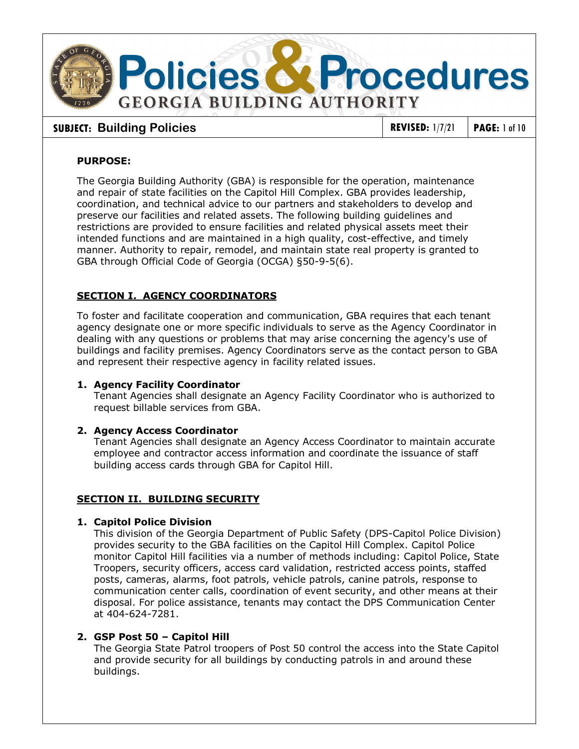# Policies & Procedures

## GEORGIA BUILDING AUTHORITY

**SUBJECT:** Building Policies | **REVISED:** 1/7/21

**PURPOSE:**

The Georgia Building Authority (GBA) is responsible for the operation, maintenance and repair of state facilities on the Capitol Hill Complex. GBA provides leadership, coordination, and technical advice to our partners and stakeholders to develop and preserve our facilities and related assets. The following building guidelines and restrictions are provided to ensure facilities and related physical assets meet their intended functions and are maintained in a high quality, cost-effective, and timely manner. Authority to repair, remodel, and maintain state real property is granted to GBA through Official Code of Georgia (OCGA) §50-9-5(6).

## SECTION I. AGENCY COORDINATORS

To foster and facilitate cooperation and communication, GBA requires that each tenant agency designate one or more specific individuals to serve as the Agency Coordinator in dealing with any questions or problems that may arise concerning the agency's use of buildings and facility premises. Agency Coordinators serve as the contact person to GBA and represent their respective agency in facility related issues.

1. **Agency Facility Coordinator**
   Tenant Agencies shall designate an Agency Facility Coordinator who is authorized to request billable services from GBA.

2. **Agency Access Coordinator**
   Tenant Agencies shall designate an Agency Access Coordinator to maintain accurate employee and contractor access information and coordinate the issuance of staff building access cards through GBA for Capitol Hill.

## SECTION II. BUILDING SECURITY

1. **Capitol Police Division**
   This division of the Georgia Department of Public Safety (DPS-Capitol Police Division) provides security to the GBA facilities on the Capitol Hill Complex. Capitol Police monitor Capitol Hill facilities via a number of methods including: Capitol Police, State Troopers, security officers, access card validation, restricted access points, staffed posts, cameras, alarms, foot patrols, vehicle patrols, canine patrols, response to communication center calls, coordination of event security, and other means at their disposal. For police assistance, tenants may contact the DPS Communication Center at 404-624-7281.

2. **GSP Post 50 – Capitol Hill**
   The Georgia State Patrol troopers of Post 50 control the access into the State Capitol and provide security for all buildings by conducting patrols in and around these buildings.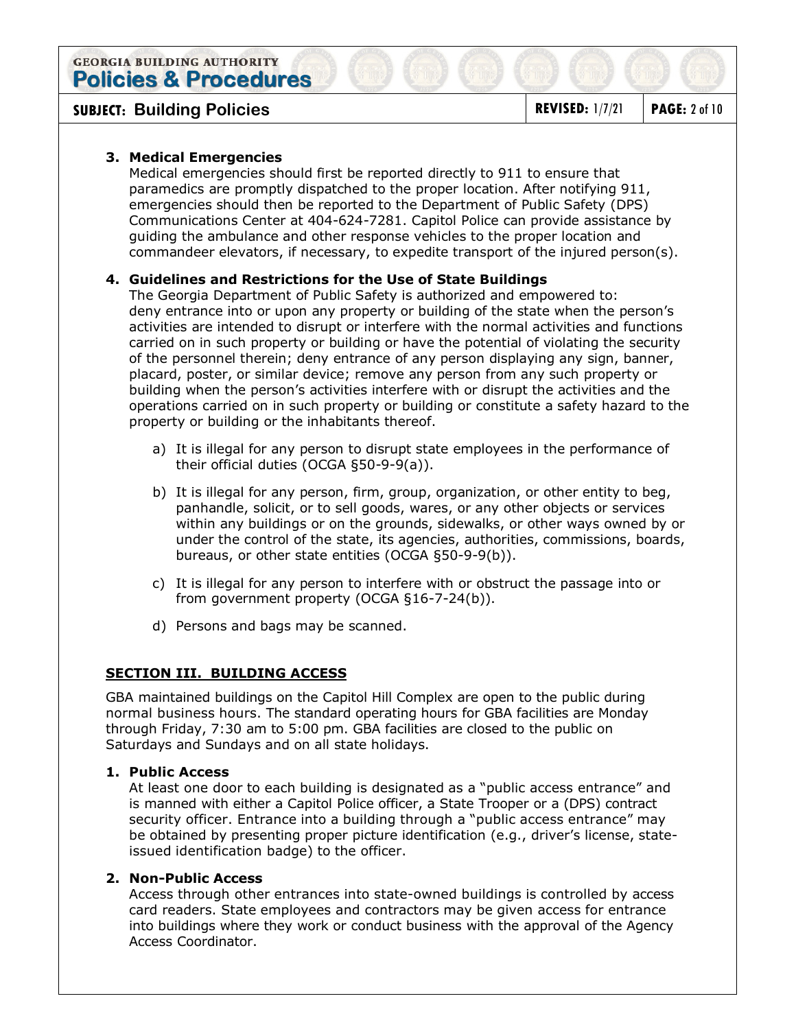3. **Medical Emergencies**
   Medical emergencies should first be reported directly to 911 to ensure that paramedics are promptly dispatched to the proper location. After notifying 911, emergencies should then be reported to the Department of Public Safety (DPS) Communications Center at 404-624-7281. Capitol Police can provide assistance by guiding the ambulance and other response vehicles to the proper location and commandeer elevators, if necessary, to expedite transport of the injured person(s).

4. **Guidelines and Restrictions for the Use of State Buildings**
   The Georgia Department of Public Safety is authorized and empowered to: deny entrance into or upon any property or building of the state when the person's activities are intended to disrupt or interfere with the normal activities and functions carried on in such property or building or have the potential of violating the security of the personnel therein; deny entrance of any person displaying any sign, banner, placard, poster, or similar device; remove any person from any such property or building when the person's activities interfere with or disrupt the activities and the operations carried on in such property or building or constitute a safety hazard to the property or building or the inhabitants thereof.

   a) It is illegal for any person to disrupt state employees in the performance of their official duties (OCGA §50-9-9(a)).

   b) It is illegal for any person, firm, group, organization, or other entity to beg, panhandle, solicit, or to sell goods, wares, or any other objects or services within any buildings or on the grounds, sidewalks, or other ways owned by or under the control of the state, its agencies, authorities, commissions, boards, bureaus, or other state entities (OCGA §50-9-9(b)).

   c) It is illegal for any person to interfere with or obstruct the passage into or from government property (OCGA §16-7-24(b)).

   d) Persons and bags may be scanned.

## SECTION III. BUILDING ACCESS

GBA maintained buildings on the Capitol Hill Complex are open to the public during normal business hours. The standard operating hours for GBA facilities are Monday through Friday, 7:30 am to 5:00 pm. GBA facilities are closed to the public on Saturdays and Sundays and on all state holidays.

1. **Public Access**
   At least one door to each building is designated as a "public access entrance" and is manned with either a Capitol Police officer, a State Trooper or a (DPS) contract security officer. Entrance into a building through a "public access entrance" may be obtained by presenting proper picture identification (e.g., driver's license, state-issued identification badge) to the officer.

2. **Non-Public Access**
   Access through other entrances into state-owned buildings is controlled by access card readers. State employees and contractors may be given access for entrance into buildings where they work or conduct business with the approval of the Agency Access Coordinator.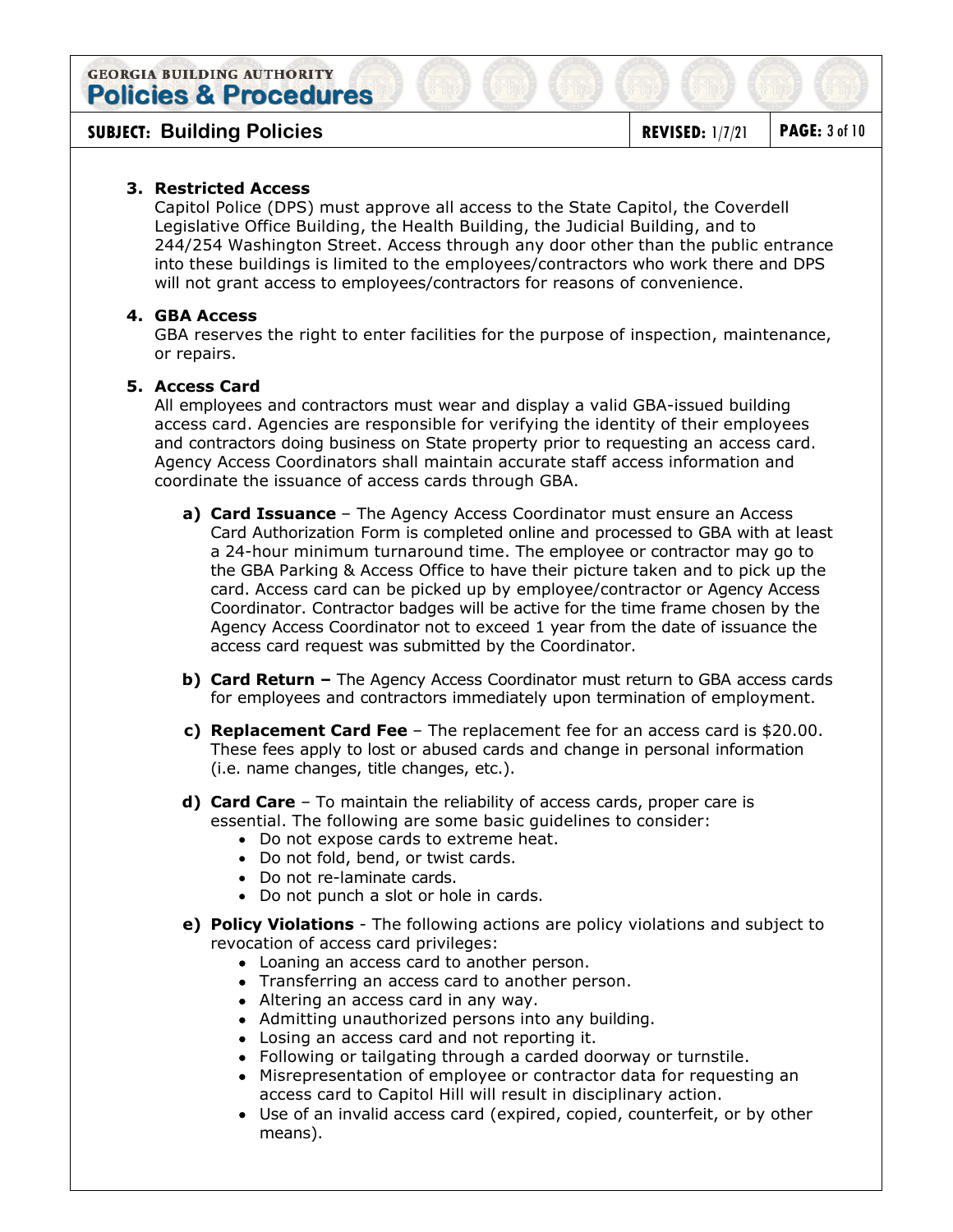### 3. Restricted Access

Capitol Police (DPS) must approve all access to the State Capitol, the Coverdell Legislative Office Building, the Health Building, the Judicial Building, and to 244/254 Washington Street. Access through any door other than the public entrance into these buildings is limited to the employees/contractors who work there and DPS will not grant access to employees/contractors for reasons of convenience.

### 4. GBA Access

GBA reserves the right to enter facilities for the purpose of inspection, maintenance, or repairs.

### 5. Access Card

All employees and contractors must wear and display a valid GBA-issued building access card. Agencies are responsible for verifying the identity of their employees and contractors doing business on State property prior to requesting an access card. Agency Access Coordinators shall maintain accurate staff access information and coordinate the issuance of access cards through GBA.

**a) Card Issuance** – The Agency Access Coordinator must ensure an Access Card Authorization Form is completed online and processed to GBA with at least a 24-hour minimum turnaround time. The employee or contractor may go to the GBA Parking & Access Office to have their picture taken and to pick up the card. Access card can be picked up by employee/contractor or Agency Access Coordinator. Contractor badges will be active for the time frame chosen by the Agency Access Coordinator not to exceed 1 year from the date of issuance the access card request was submitted by the Coordinator.

**b) Card Return –** The Agency Access Coordinator must return to GBA access cards for employees and contractors immediately upon termination of employment.

**c) Replacement Card Fee** – The replacement fee for an access card is $20.00. These fees apply to lost or abused cards and change in personal information (i.e. name changes, title changes, etc.).

**d) Card Care** – To maintain the reliability of access cards, proper care is essential. The following are some basic guidelines to consider:

- Do not expose cards to extreme heat.
- Do not fold, bend, or twist cards.
- Do not re-laminate cards.
- Do not punch a slot or hole in cards.

**e) Policy Violations** - The following actions are policy violations and subject to revocation of access card privileges:

- Loaning an access card to another person.
- Transferring an access card to another person.
- Altering an access card in any way.
- Admitting unauthorized persons into any building.
- Losing an access card and not reporting it.
- Following or tailgating through a carded doorway or turnstile.
- Misrepresentation of employee or contractor data for requesting an access card to Capitol Hill will result in disciplinary action.
- Use of an invalid access card (expired, copied, counterfeit, or by other means).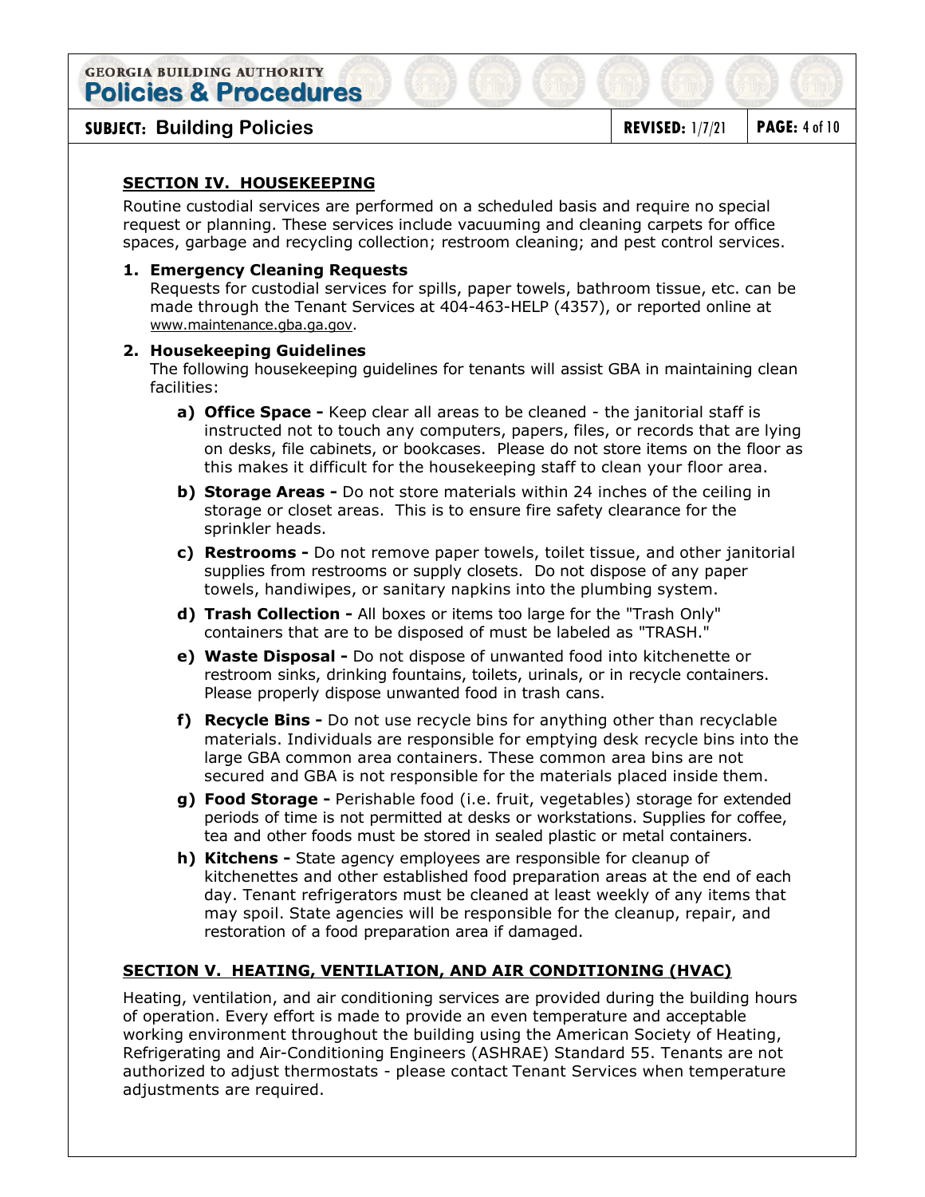## SECTION IV. HOUSEKEEPING

Routine custodial services are performed on a scheduled basis and require no special request or planning. These services include vacuuming and cleaning carpets for office spaces, garbage and recycling collection; restroom cleaning; and pest control services.

1. **Emergency Cleaning Requests**
   Requests for custodial services for spills, paper towels, bathroom tissue, etc. can be made through the Tenant Services at 404-463-HELP (4357), or reported online at www.maintenance.gba.ga.gov.

2. **Housekeeping Guidelines**
   The following housekeeping guidelines for tenants will assist GBA in maintaining clean facilities:

   a) **Office Space -** Keep clear all areas to be cleaned - the janitorial staff is instructed not to touch any computers, papers, files, or records that are lying on desks, file cabinets, or bookcases. Please do not store items on the floor as this makes it difficult for the housekeeping staff to clean your floor area.

   b) **Storage Areas -** Do not store materials within 24 inches of the ceiling in storage or closet areas. This is to ensure fire safety clearance for the sprinkler heads.

   c) **Restrooms -** Do not remove paper towels, toilet tissue, and other janitorial supplies from restrooms or supply closets. Do not dispose of any paper towels, handiwipes, or sanitary napkins into the plumbing system.

   d) **Trash Collection -** All boxes or items too large for the "Trash Only" containers that are to be disposed of must be labeled as "TRASH."

   e) **Waste Disposal -** Do not dispose of unwanted food into kitchenette or restroom sinks, drinking fountains, toilets, urinals, or in recycle containers. Please properly dispose unwanted food in trash cans.

   f) **Recycle Bins -** Do not use recycle bins for anything other than recyclable materials. Individuals are responsible for emptying desk recycle bins into the large GBA common area containers. These common area bins are not secured and GBA is not responsible for the materials placed inside them.

   g) **Food Storage -** Perishable food (i.e. fruit, vegetables) storage for extended periods of time is not permitted at desks or workstations. Supplies for coffee, tea and other foods must be stored in sealed plastic or metal containers.

   h) **Kitchens -** State agency employees are responsible for cleanup of kitchenettes and other established food preparation areas at the end of each day. Tenant refrigerators must be cleaned at least weekly of any items that may spoil. State agencies will be responsible for the cleanup, repair, and restoration of a food preparation area if damaged.

## SECTION V. HEATING, VENTILATION, AND AIR CONDITIONING (HVAC)

Heating, ventilation, and air conditioning services are provided during the building hours of operation. Every effort is made to provide an even temperature and acceptable working environment throughout the building using the American Society of Heating, Refrigerating and Air-Conditioning Engineers (ASHRAE) Standard 55. Tenants are not authorized to adjust thermostats - please contact Tenant Services when temperature adjustments are required.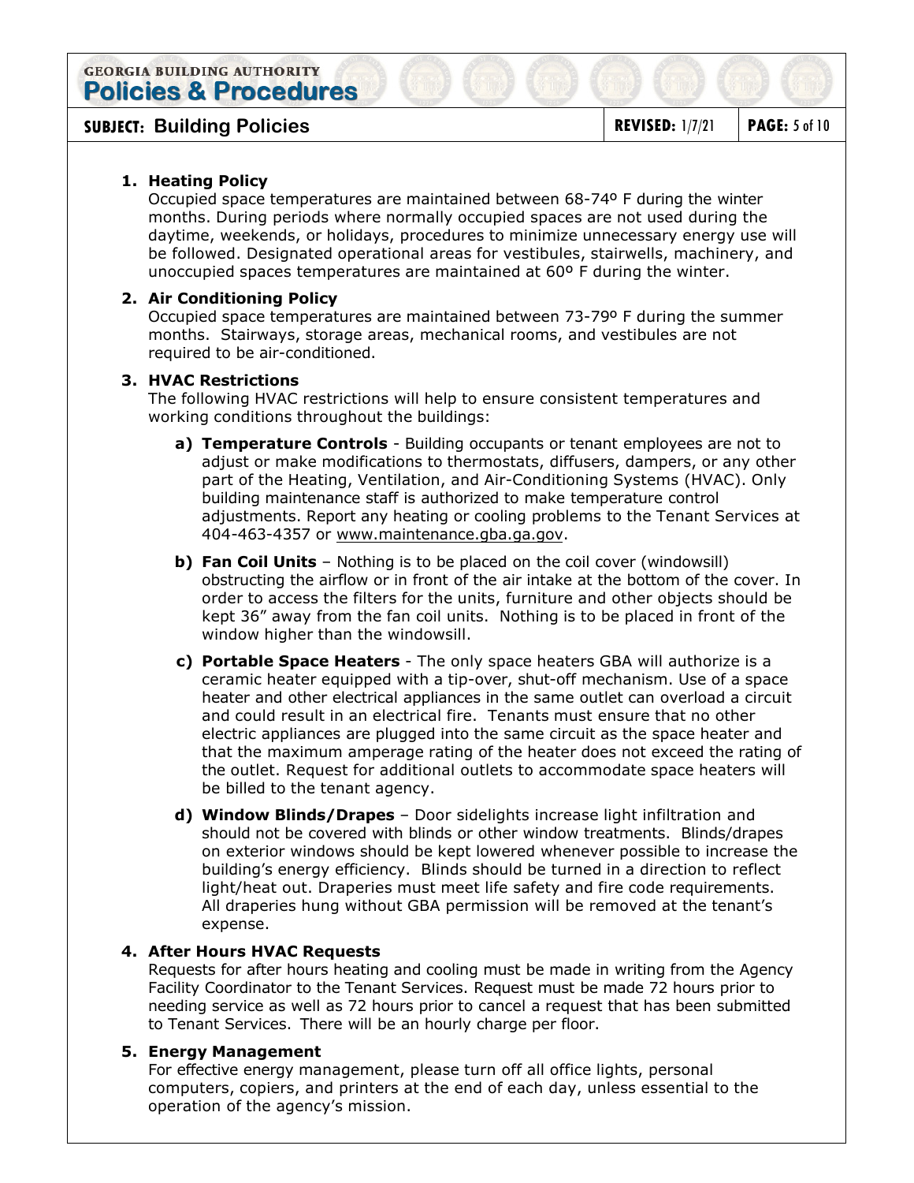1. **Heating Policy**
   Occupied space temperatures are maintained between 68-74º F during the winter months. During periods where normally occupied spaces are not used during the daytime, weekends, or holidays, procedures to minimize unnecessary energy use will be followed. Designated operational areas for vestibules, stairwells, machinery, and unoccupied spaces temperatures are maintained at 60º F during the winter.

2. **Air Conditioning Policy**
   Occupied space temperatures are maintained between 73-79º F during the summer months. Stairways, storage areas, mechanical rooms, and vestibules are not required to be air-conditioned.

3. **HVAC Restrictions**
   The following HVAC restrictions will help to ensure consistent temperatures and working conditions throughout the buildings:

   a) **Temperature Controls** - Building occupants or tenant employees are not to adjust or make modifications to thermostats, diffusers, dampers, or any other part of the Heating, Ventilation, and Air-Conditioning Systems (HVAC). Only building maintenance staff is authorized to make temperature control adjustments. Report any heating or cooling problems to the Tenant Services at 404-463-4357 or www.maintenance.gba.ga.gov.

   b) **Fan Coil Units** – Nothing is to be placed on the coil cover (windowsill) obstructing the airflow or in front of the air intake at the bottom of the cover. In order to access the filters for the units, furniture and other objects should be kept 36" away from the fan coil units. Nothing is to be placed in front of the window higher than the windowsill.

   c) **Portable Space Heaters** - The only space heaters GBA will authorize is a ceramic heater equipped with a tip-over, shut-off mechanism. Use of a space heater and other electrical appliances in the same outlet can overload a circuit and could result in an electrical fire. Tenants must ensure that no other electric appliances are plugged into the same circuit as the space heater and that the maximum amperage rating of the heater does not exceed the rating of the outlet. Request for additional outlets to accommodate space heaters will be billed to the tenant agency.

   d) **Window Blinds/Drapes** – Door sidelights increase light infiltration and should not be covered with blinds or other window treatments. Blinds/drapes on exterior windows should be kept lowered whenever possible to increase the building's energy efficiency. Blinds should be turned in a direction to reflect light/heat out. Draperies must meet life safety and fire code requirements. All draperies hung without GBA permission will be removed at the tenant's expense.

4. **After Hours HVAC Requests**
   Requests for after hours heating and cooling must be made in writing from the Agency Facility Coordinator to the Tenant Services. Request must be made 72 hours prior to needing service as well as 72 hours prior to cancel a request that has been submitted to Tenant Services. There will be an hourly charge per floor.

5. **Energy Management**
   For effective energy management, please turn off all office lights, personal computers, copiers, and printers at the end of each day, unless essential to the operation of the agency's mission.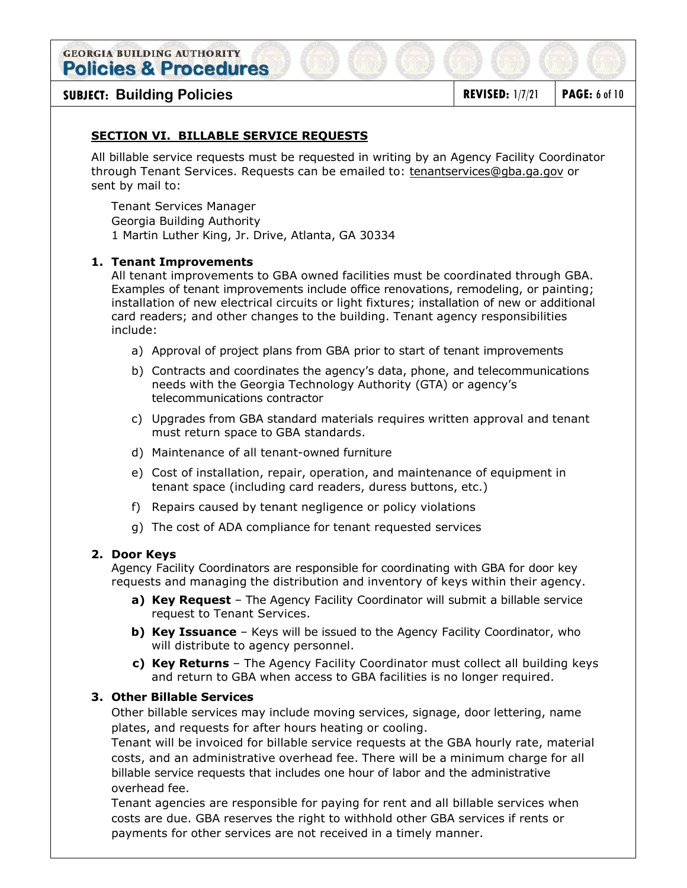## SECTION VI. BILLABLE SERVICE REQUESTS

All billable service requests must be requested in writing by an Agency Facility Coordinator through Tenant Services. Requests can be emailed to: tenantservices@gba.ga.gov or sent by mail to:

Tenant Services Manager
Georgia Building Authority
1 Martin Luther King, Jr. Drive, Atlanta, GA 30334

### 1. Tenant Improvements

All tenant improvements to GBA owned facilities must be coordinated through GBA. Examples of tenant improvements include office renovations, remodeling, or painting; installation of new electrical circuits or light fixtures; installation of new or additional card readers; and other changes to the building. Tenant agency responsibilities include:

a) Approval of project plans from GBA prior to start of tenant improvements

b) Contracts and coordinates the agency's data, phone, and telecommunications needs with the Georgia Technology Authority (GTA) or agency's telecommunications contractor

c) Upgrades from GBA standard materials requires written approval and tenant must return space to GBA standards.

d) Maintenance of all tenant-owned furniture

e) Cost of installation, repair, operation, and maintenance of equipment in tenant space (including card readers, duress buttons, etc.)

f) Repairs caused by tenant negligence or policy violations

g) The cost of ADA compliance for tenant requested services

### 2. Door Keys

Agency Facility Coordinators are responsible for coordinating with GBA for door key requests and managing the distribution and inventory of keys within their agency.

**a) Key Request** – The Agency Facility Coordinator will submit a billable service request to Tenant Services.

**b) Key Issuance** – Keys will be issued to the Agency Facility Coordinator, who will distribute to agency personnel.

**c) Key Returns** – The Agency Facility Coordinator must collect all building keys and return to GBA when access to GBA facilities is no longer required.

### 3. Other Billable Services

Other billable services may include moving services, signage, door lettering, name plates, and requests for after hours heating or cooling.

Tenant will be invoiced for billable service requests at the GBA hourly rate, material costs, and an administrative overhead fee. There will be a minimum charge for all billable service requests that includes one hour of labor and the administrative overhead fee.

Tenant agencies are responsible for paying for rent and all billable services when costs are due. GBA reserves the right to withhold other GBA services if rents or payments for other services are not received in a timely manner.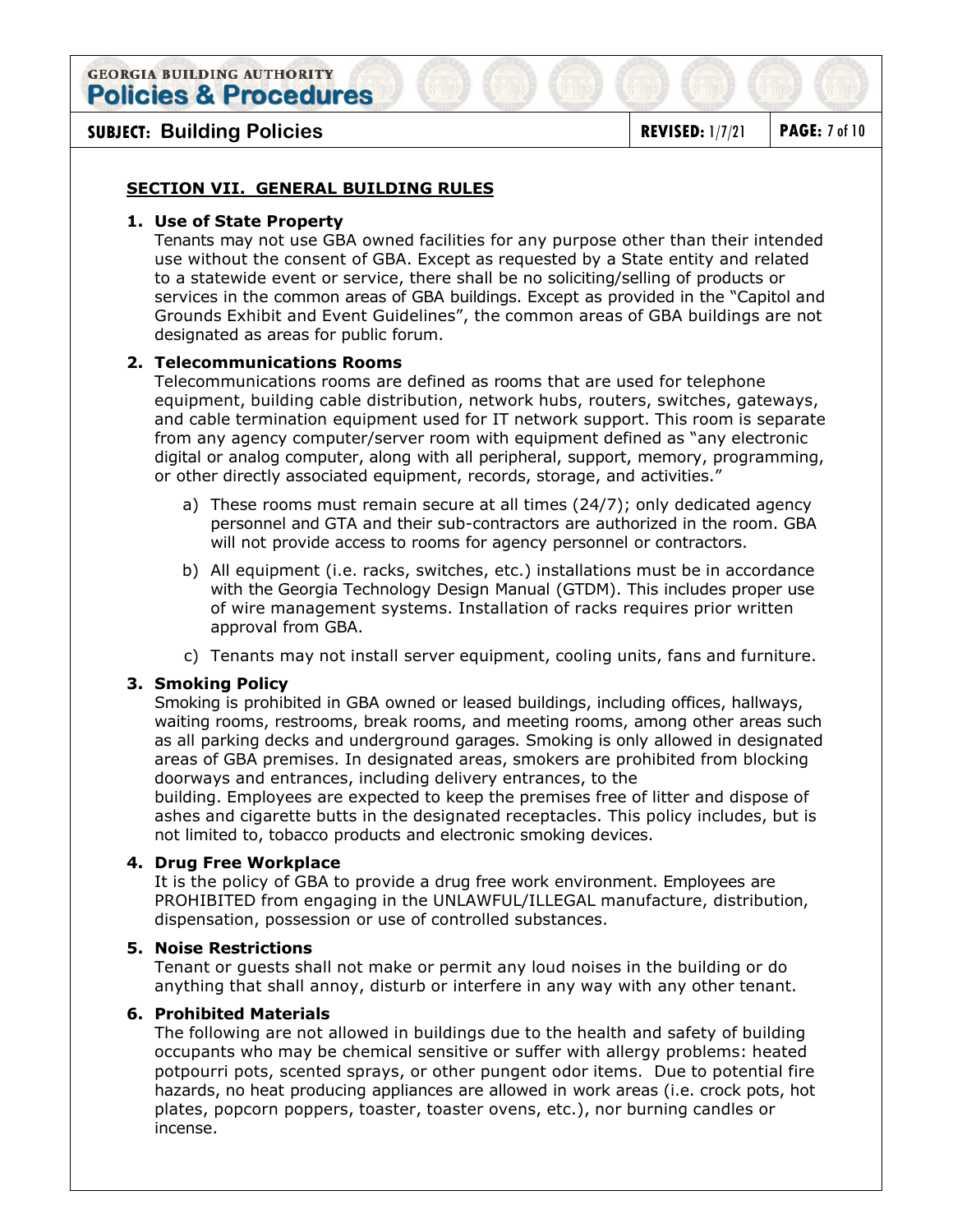## SECTION VII. GENERAL BUILDING RULES

1. **Use of State Property**
   Tenants may not use GBA owned facilities for any purpose other than their intended use without the consent of GBA. Except as requested by a State entity and related to a statewide event or service, there shall be no soliciting/selling of products or services in the common areas of GBA buildings. Except as provided in the "Capitol and Grounds Exhibit and Event Guidelines", the common areas of GBA buildings are not designated as areas for public forum.

2. **Telecommunications Rooms**
   Telecommunications rooms are defined as rooms that are used for telephone equipment, building cable distribution, network hubs, routers, switches, gateways, and cable termination equipment used for IT network support. This room is separate from any agency computer/server room with equipment defined as "any electronic digital or analog computer, along with all peripheral, support, memory, programming, or other directly associated equipment, records, storage, and activities."

   a) These rooms must remain secure at all times (24/7); only dedicated agency personnel and GTA and their sub-contractors are authorized in the room. GBA will not provide access to rooms for agency personnel or contractors.

   b) All equipment (i.e. racks, switches, etc.) installations must be in accordance with the Georgia Technology Design Manual (GTDM). This includes proper use of wire management systems. Installation of racks requires prior written approval from GBA.

   c) Tenants may not install server equipment, cooling units, fans and furniture.

3. **Smoking Policy**
   Smoking is prohibited in GBA owned or leased buildings, including offices, hallways, waiting rooms, restrooms, break rooms, and meeting rooms, among other areas such as all parking decks and underground garages. Smoking is only allowed in designated areas of GBA premises. In designated areas, smokers are prohibited from blocking doorways and entrances, including delivery entrances, to the building. Employees are expected to keep the premises free of litter and dispose of ashes and cigarette butts in the designated receptacles. This policy includes, but is not limited to, tobacco products and electronic smoking devices.

4. **Drug Free Workplace**
   It is the policy of GBA to provide a drug free work environment. Employees are PROHIBITED from engaging in the UNLAWFUL/ILLEGAL manufacture, distribution, dispensation, possession or use of controlled substances.

5. **Noise Restrictions**
   Tenant or guests shall not make or permit any loud noises in the building or do anything that shall annoy, disturb or interfere in any way with any other tenant.

6. **Prohibited Materials**
   The following are not allowed in buildings due to the health and safety of building occupants who may be chemical sensitive or suffer with allergy problems: heated potpourri pots, scented sprays, or other pungent odor items. Due to potential fire hazards, no heat producing appliances are allowed in work areas (i.e. crock pots, hot plates, popcorn poppers, toaster, toaster ovens, etc.), nor burning candles or incense.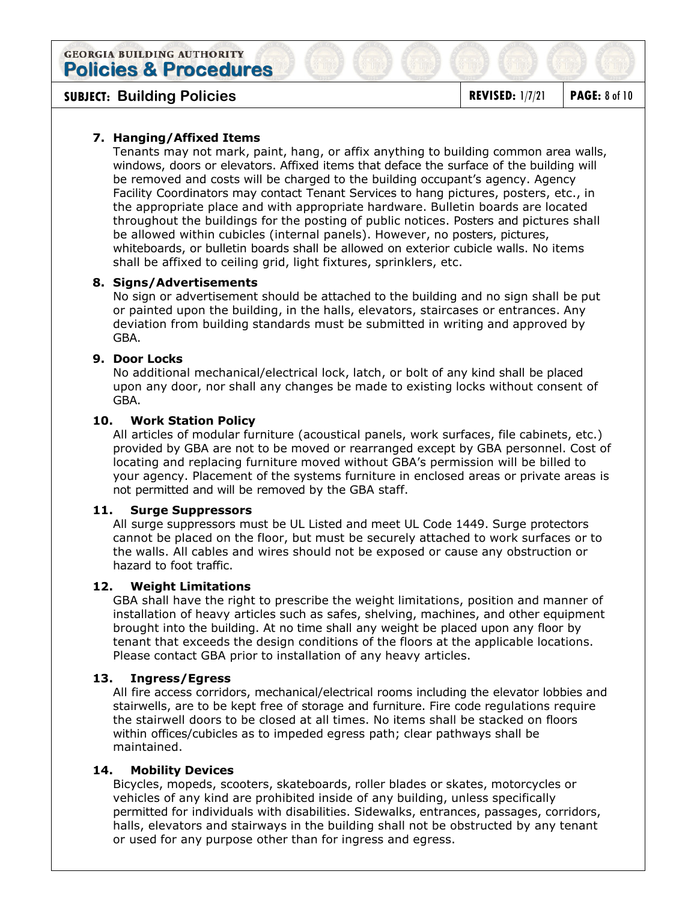7. **Hanging/Affixed Items**
   Tenants may not mark, paint, hang, or affix anything to building common area walls, windows, doors or elevators. Affixed items that deface the surface of the building will be removed and costs will be charged to the building occupant's agency. Agency Facility Coordinators may contact Tenant Services to hang pictures, posters, etc., in the appropriate place and with appropriate hardware. Bulletin boards are located throughout the buildings for the posting of public notices. Posters and pictures shall be allowed within cubicles (internal panels). However, no posters, pictures, whiteboards, or bulletin boards shall be allowed on exterior cubicle walls. No items shall be affixed to ceiling grid, light fixtures, sprinklers, etc.

8. **Signs/Advertisements**
   No sign or advertisement should be attached to the building and no sign shall be put or painted upon the building, in the halls, elevators, staircases or entrances. Any deviation from building standards must be submitted in writing and approved by GBA.

9. **Door Locks**
   No additional mechanical/electrical lock, latch, or bolt of any kind shall be placed upon any door, nor shall any changes be made to existing locks without consent of GBA.

10. **Work Station Policy**
    All articles of modular furniture (acoustical panels, work surfaces, file cabinets, etc.) provided by GBA are not to be moved or rearranged except by GBA personnel. Cost of locating and replacing furniture moved without GBA's permission will be billed to your agency. Placement of the systems furniture in enclosed areas or private areas is not permitted and will be removed by the GBA staff.

11. **Surge Suppressors**
    All surge suppressors must be UL Listed and meet UL Code 1449. Surge protectors cannot be placed on the floor, but must be securely attached to work surfaces or to the walls. All cables and wires should not be exposed or cause any obstruction or hazard to foot traffic.

12. **Weight Limitations**
    GBA shall have the right to prescribe the weight limitations, position and manner of installation of heavy articles such as safes, shelving, machines, and other equipment brought into the building. At no time shall any weight be placed upon any floor by tenant that exceeds the design conditions of the floors at the applicable locations. Please contact GBA prior to installation of any heavy articles.

13. **Ingress/Egress**
    All fire access corridors, mechanical/electrical rooms including the elevator lobbies and stairwells, are to be kept free of storage and furniture. Fire code regulations require the stairwell doors to be closed at all times. No items shall be stacked on floors within offices/cubicles as to impeded egress path; clear pathways shall be maintained.

14. **Mobility Devices**
    Bicycles, mopeds, scooters, skateboards, roller blades or skates, motorcycles or vehicles of any kind are prohibited inside of any building, unless specifically permitted for individuals with disabilities. Sidewalks, entrances, passages, corridors, halls, elevators and stairways in the building shall not be obstructed by any tenant or used for any purpose other than for ingress and egress.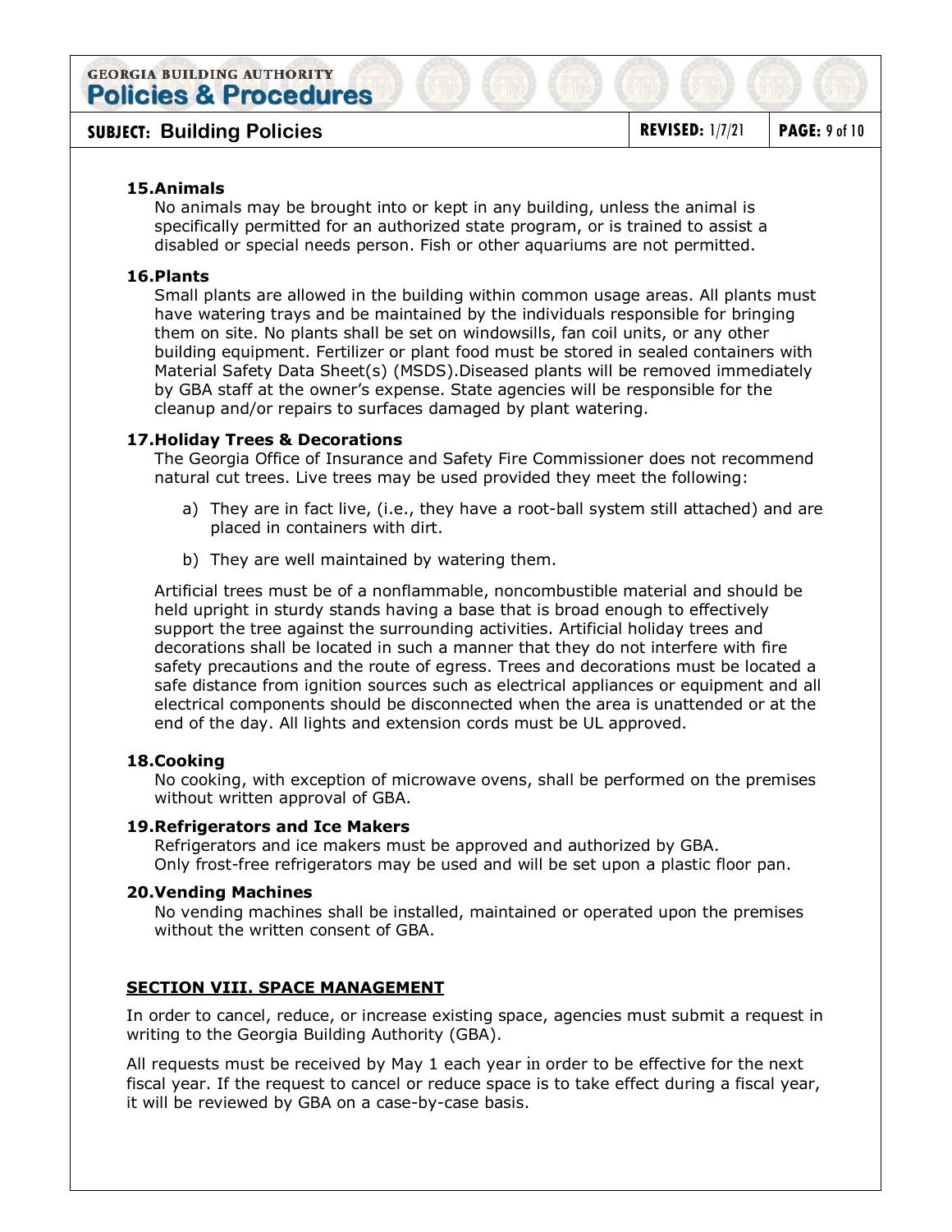**15. Animals**

No animals may be brought into or kept in any building, unless the animal is specifically permitted for an authorized state program, or is trained to assist a disabled or special needs person. Fish or other aquariums are not permitted.

**16. Plants**

Small plants are allowed in the building within common usage areas. All plants must have watering trays and be maintained by the individuals responsible for bringing them on site. No plants shall be set on windowsills, fan coil units, or any other building equipment. Fertilizer or plant food must be stored in sealed containers with Material Safety Data Sheet(s) (MSDS).Diseased plants will be removed immediately by GBA staff at the owner's expense. State agencies will be responsible for the cleanup and/or repairs to surfaces damaged by plant watering.

**17. Holiday Trees & Decorations**

The Georgia Office of Insurance and Safety Fire Commissioner does not recommend natural cut trees. Live trees may be used provided they meet the following:

a) They are in fact live, (i.e., they have a root-ball system still attached) and are placed in containers with dirt.

b) They are well maintained by watering them.

Artificial trees must be of a nonflammable, noncombustible material and should be held upright in sturdy stands having a base that is broad enough to effectively support the tree against the surrounding activities. Artificial holiday trees and decorations shall be located in such a manner that they do not interfere with fire safety precautions and the route of egress. Trees and decorations must be located a safe distance from ignition sources such as electrical appliances or equipment and all electrical components should be disconnected when the area is unattended or at the end of the day. All lights and extension cords must be UL approved.

**18. Cooking**

No cooking, with exception of microwave ovens, shall be performed on the premises without written approval of GBA.

**19. Refrigerators and Ice Makers**

Refrigerators and ice makers must be approved and authorized by GBA.
Only frost-free refrigerators may be used and will be set upon a plastic floor pan.

**20. Vending Machines**

No vending machines shall be installed, maintained or operated upon the premises without the written consent of GBA.

## SECTION VIII. SPACE MANAGEMENT

In order to cancel, reduce, or increase existing space, agencies must submit a request in writing to the Georgia Building Authority (GBA).

All requests must be received by May 1 each year in order to be effective for the next fiscal year. If the request to cancel or reduce space is to take effect during a fiscal year, it will be reviewed by GBA on a case-by-case basis.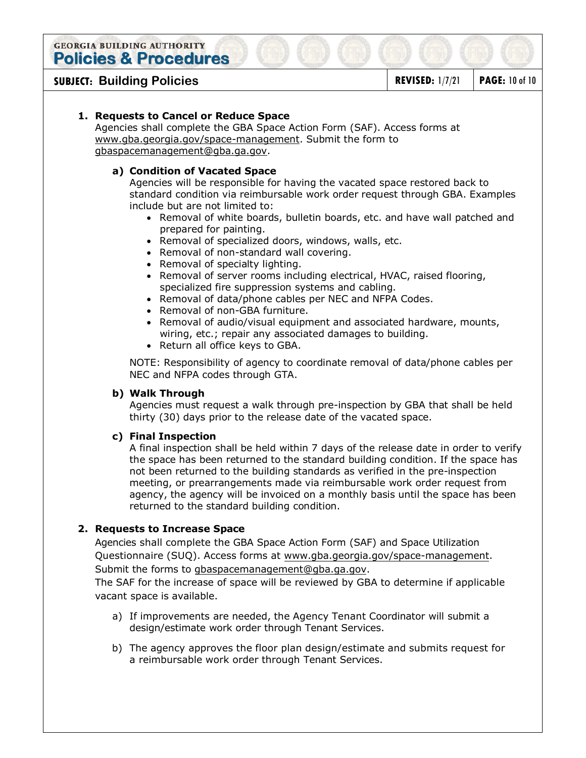1. **Requests to Cancel or Reduce Space**
   Agencies shall complete the GBA Space Action Form (SAF). Access forms at www.gba.georgia.gov/space-management. Submit the form to gbaspacemanagement@gba.ga.gov.

   a) **Condition of Vacated Space**
      Agencies will be responsible for having the vacated space restored back to standard condition via reimbursable work order request through GBA. Examples include but are not limited to:
      - Removal of white boards, bulletin boards, etc. and have wall patched and prepared for painting.
      - Removal of specialized doors, windows, walls, etc.
      - Removal of non-standard wall covering.
      - Removal of specialty lighting.
      - Removal of server rooms including electrical, HVAC, raised flooring, specialized fire suppression systems and cabling.
      - Removal of data/phone cables per NEC and NFPA Codes.
      - Removal of non-GBA furniture.
      - Removal of audio/visual equipment and associated hardware, mounts, wiring, etc.; repair any associated damages to building.
      - Return all office keys to GBA.

      NOTE: Responsibility of agency to coordinate removal of data/phone cables per NEC and NFPA codes through GTA.

   b) **Walk Through**
      Agencies must request a walk through pre-inspection by GBA that shall be held thirty (30) days prior to the release date of the vacated space.

   c) **Final Inspection**
      A final inspection shall be held within 7 days of the release date in order to verify the space has been returned to the standard building condition. If the space has not been returned to the building standards as verified in the pre-inspection meeting, or prearrangements made via reimbursable work order request from agency, the agency will be invoiced on a monthly basis until the space has been returned to the standard building condition.

2. **Requests to Increase Space**
   Agencies shall complete the GBA Space Action Form (SAF) and Space Utilization Questionnaire (SUQ). Access forms at www.gba.georgia.gov/space-management. Submit the forms to gbaspacemanagement@gba.ga.gov.
   The SAF for the increase of space will be reviewed by GBA to determine if applicable vacant space is available.

   a) If improvements are needed, the Agency Tenant Coordinator will submit a design/estimate work order through Tenant Services.

   b) The agency approves the floor plan design/estimate and submits request for a reimbursable work order through Tenant Services.